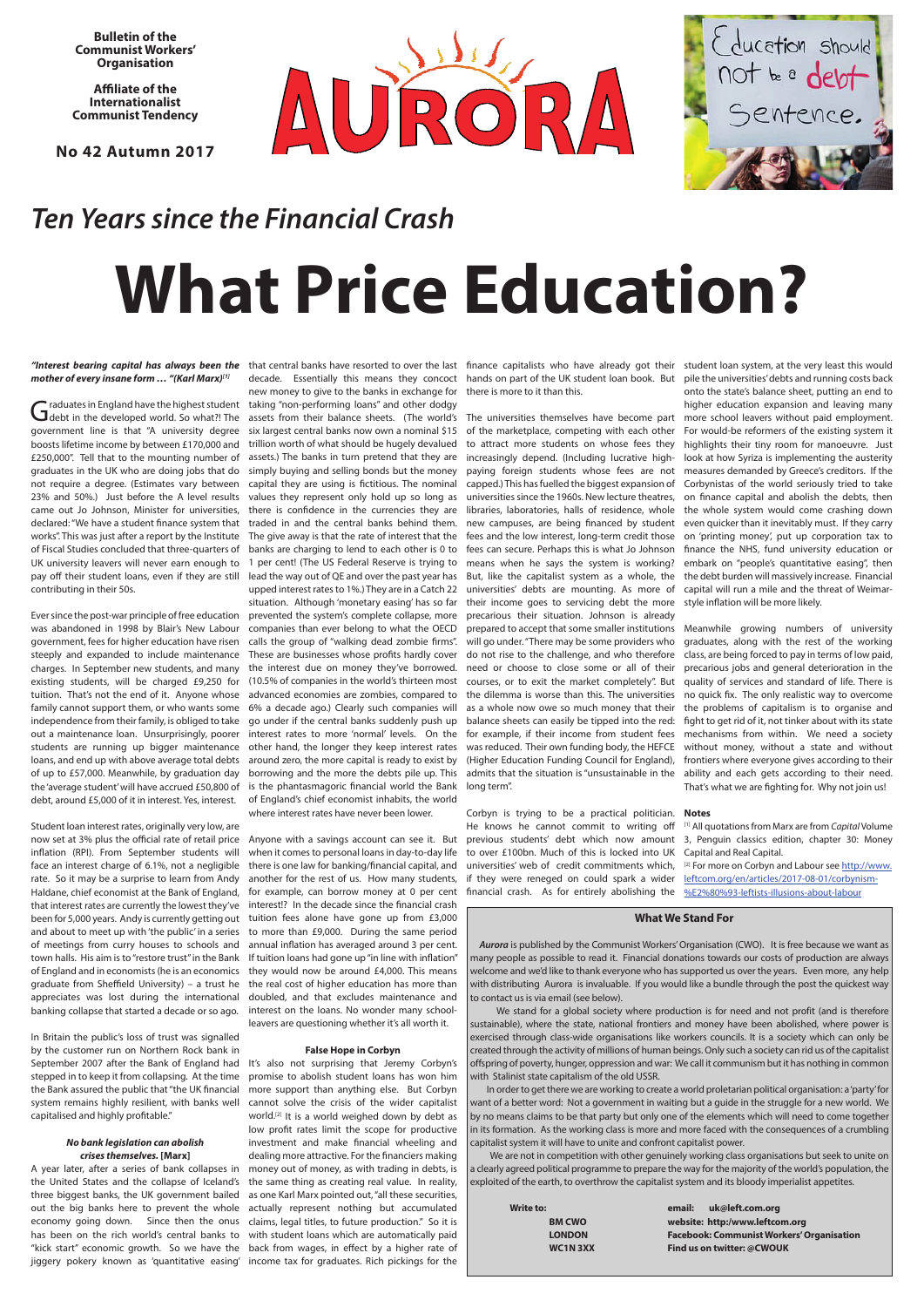**Bulletin of the Communist Workers' Organisation**

**Affiliate of the Internationalist Communist Tendency**

**No 42 Autumn 2017**

# AURORA

## *Ten Years since the Financial Crash*

# What Price Education?

***"Interest bearing capital has always been the mother of every insane form … "(Karl Marx)[1]***

Graduates in England have the highest student debt in the developed world. So what?! The government line is that "A university degree boosts lifetime income by between £170,000 and £250,000". Tell that to the mounting number of graduates in the UK who are doing jobs that do not require a degree. (Estimates vary between 23% and 50%.) Just before the A level results came out Jo Johnson, Minister for universities, declared: "We have a student finance system that works". This was just after a report by the Institute of Fiscal Studies concluded that three-quarters of UK university leavers will never earn enough to pay off their student loans, even if they are still contributing in their 50s.

Ever since the post-war principle of free education was abandoned in 1998 by Blair's New Labour government, fees for higher education have risen steeply and expanded to include maintenance charges. In September new students, and many existing students, will be charged £9,250 for tuition. That's not the end of it. Anyone whose family cannot support them, or who wants some independence from their family, is obliged to take out a maintenance loan. Unsurprisingly, poorer students are running up bigger maintenance loans, and end up with above average total debts of up to £57,000. Meanwhile, by graduation day the 'average student' will have accrued £50,800 of debt, around £5,000 of it in interest. Yes, interest.

Student loan interest rates, originally very low, are now set at 3% plus the official rate of retail price inflation (RPI). From September students will face an interest charge of 6.1%, not a negligible rate. So it may be a surprise to learn from Andy Haldane, chief economist at the Bank of England, that interest rates are currently the lowest they've been for 5,000 years. Andy is currently getting out and about to meet up with 'the public' in a series of meetings from curry houses to schools and town halls. His aim is to "restore trust" in the Bank of England and in economists (he is an economics graduate from Sheffield University) – a trust he appreciates was lost during the international banking collapse that started a decade or so ago.

In Britain the public's loss of trust was signalled by the customer run on Northern Rock bank in September 2007 after the Bank of England had stepped in to keep it from collapsing. At the time the Bank assured the public that "the UK financial system remains highly resilient, with banks well capitalised and highly profitable."

### *No bank legislation can abolish crises themselves.* [Marx]

A year later, after a series of bank collapses in the United States and the collapse of Iceland's three biggest banks, the UK government bailed out the big banks here to prevent the whole economy going down. Since then the onus has been on the rich world's central banks to "kick start" economic growth. So we have the jiggery pokery known as 'quantitative easing' that central banks have resorted to over the last decade. Essentially this means they concoct new money to give to the banks in exchange for taking "non-performing loans" and other dodgy assets from their balance sheets. (The world's six largest central banks now own a nominal $15 trillion worth of what should be hugely devalued assets.) The banks in turn pretend that they are simply buying and selling bonds but the money capital they are using is fictitious. The nominal values they represent only hold up so long as there is confidence in the currencies they are traded in and the central banks behind them. The give away is that the rate of interest that the banks are charging to lend to each other is 0 to 1 per cent! (The US Federal Reserve is trying to lead the way out of QE and over the past year has upped interest rates to 1%.) They are in a Catch 22 situation. Although 'monetary easing' has so far prevented the system's complete collapse, more companies than ever belong to what the OECD calls the group of "walking dead zombie firms". These are businesses whose profits hardly cover the interest due on money they've borrowed. (10.5% of companies in the world's thirteen most advanced economies are zombies, compared to 6% a decade ago.) Clearly such companies will go under if the central banks suddenly push up interest rates to more 'normal' levels. On the other hand, the longer they keep interest rates around zero, the more capital is ready to exist by borrowing and the more the debts pile up. This is the phantasmagoric financial world the Bank of England's chief economist inhabits, the world where interest rates have never been lower.

Anyone with a savings account can see it. But when it comes to personal loans in day-to-day life there is one law for banking/financial capital, and another for the rest of us. How many students, for example, can borrow money at 0 per cent interest!? In the decade since the financial crash tuition fees alone have gone up from £3,000 to more than £9,000. During the same period annual inflation has averaged around 3 per cent. If tuition loans had gone up "in line with inflation" they would now be around £4,000. This means the real cost of higher education has more than doubled, and that excludes maintenance and interest on the loans. No wonder many school-leavers are questioning whether it's all worth it.

### False Hope in Corbyn

It's also not surprising that Jeremy Corbyn's promise to abolish student loans has won him more support than anything else. But Corbyn cannot solve the crisis of the wider capitalist world.[2] It is a world weighed down by debt as low profit rates limit the scope for productive investment and make financial wheeling and dealing more attractive. For the financiers making money out of money, as with trading in debts, is the same thing as creating real value. In reality, as one Karl Marx pointed out, "all these securities, actually represent nothing but accumulated claims, legal titles, to future production." So it is with student loans which are automatically paid back from wages, in effect by a higher rate of income tax for graduates. Rich pickings for the finance capitalists who have already got their hands on part of the UK student loan book. But there is more to it than this.

The universities themselves have become part of the marketplace, competing with each other to attract more students on whose fees they increasingly depend. (Including lucrative high-paying foreign students whose fees are not capped.) This has fuelled the biggest expansion of universities since the 1960s. New lecture theatres, libraries, laboratories, halls of residence, whole new campuses, are being financed by student fees and the low interest, long-term credit those fees can secure. Perhaps this is what Jo Johnson means when he says the system is working? But, like the capitalist system as a whole, the universities' debts are mounting. As more of their income goes to servicing debt the more precarious their situation. Johnson is already prepared to accept that some smaller institutions will go under. "There may be some providers who do not rise to the challenge, and who therefore need or choose to close some or all of their courses, or to exit the market completely". But the dilemma is worse than this. The universities as a whole now owe so much money that their balance sheets can easily be tipped into the red: for example, if their income from student fees was reduced. Their own funding body, the HEFCE (Higher Education Funding Council for England), admits that the situation is "unsustainable in the long term".

Corbyn is trying to be a practical politician. He knows he cannot commit to writing off previous students' debt which now amount to over £100bn. Much of this is locked into UK universities' web of credit commitments which, if they were reneged on could spark a wider financial crash. As for entirely abolishing the student loan system, at the very least this would pile the universities' debts and running costs back onto the state's balance sheet, putting an end to higher education expansion and leaving many more school leavers without paid employment. For would-be reformers of the existing system it highlights their tiny room for manoeuvre. Just look at how Syriza is implementing the austerity measures demanded by Greece's creditors. If the Corbynistas of the world seriously tried to take on finance capital and abolish the debts, then the whole system would come crashing down even quicker than it inevitably must. If they carry on 'printing money', put up corporation tax to finance the NHS, fund university education or embark on "people's quantitative easing", then the debt burden will massively increase. Financial capital will run a mile and the threat of Weimar-style inflation will be more likely.

Meanwhile growing numbers of university graduates, along with the rest of the working class, are being forced to pay in terms of low paid, precarious jobs and general deterioration in the quality of services and standard of life. There is no quick fix. The only realistic way to overcome the problems of capitalism is to organise and fight to get rid of it, not tinker about with its state mechanisms from within. We need a society without money, without a state and without frontiers where everyone gives according to their ability and each gets according to their need. That's what we are fighting for. Why not join us!

**Notes**

[1] All quotations from Marx are from *Capital* Volume 3, Penguin classics edition, chapter 30: Money Capital and Real Capital.

[2] For more on Corbyn and Labour see http://www.leftcom.org/en/articles/2017-08-01/corbynism-%E2%80%93-leftists-illusions-about-labour

### What We Stand For

*Aurora* is published by the Communist Workers' Organisation (CWO). It is free because we want as many people as possible to read it. Financial donations towards our costs of production are always welcome and we'd like to thank everyone who has supported us over the years. Even more, any help with distributing Aurora is invaluable. If you would like a bundle through the post the quickest way to contact us is via email (see below).

We stand for a global society where production is for need and not profit (and is therefore sustainable), where the state, national frontiers and money have been abolished, where power is exercised through class-wide organisations like workers councils. It is a society which can only be created through the activity of millions of human beings. Only such a society can rid us of the capitalist offspring of poverty, hunger, oppression and war: We call it communism but it has nothing in common with Stalinist state capitalism of the old USSR.

In order to get there we are working to create a world proletarian political organisation: a 'party' for want of a better word: Not a government in waiting but a guide in the struggle for a new world. We by no means claims to be that party but only one of the elements which will need to come together in its formation. As the working class is more and more faced with the consequences of a crumbling capitalist system it will have to unite and confront capitalist power.

We are not in competition with other genuinely working class organisations but seek to unite on a clearly agreed political programme to prepare the way for the majority of the world's population, the exploited of the earth, to overthrow the capitalist system and its bloody imperialist appetites.

**Write to:**
**BM CWO**
**LONDON**
**WC1N 3XX**

**email: uk@left.com.org**
**website: http:/www.leftcom.org**
**Facebook: Communist Workers' Organisation**
**Find us on twitter: @CWOUK**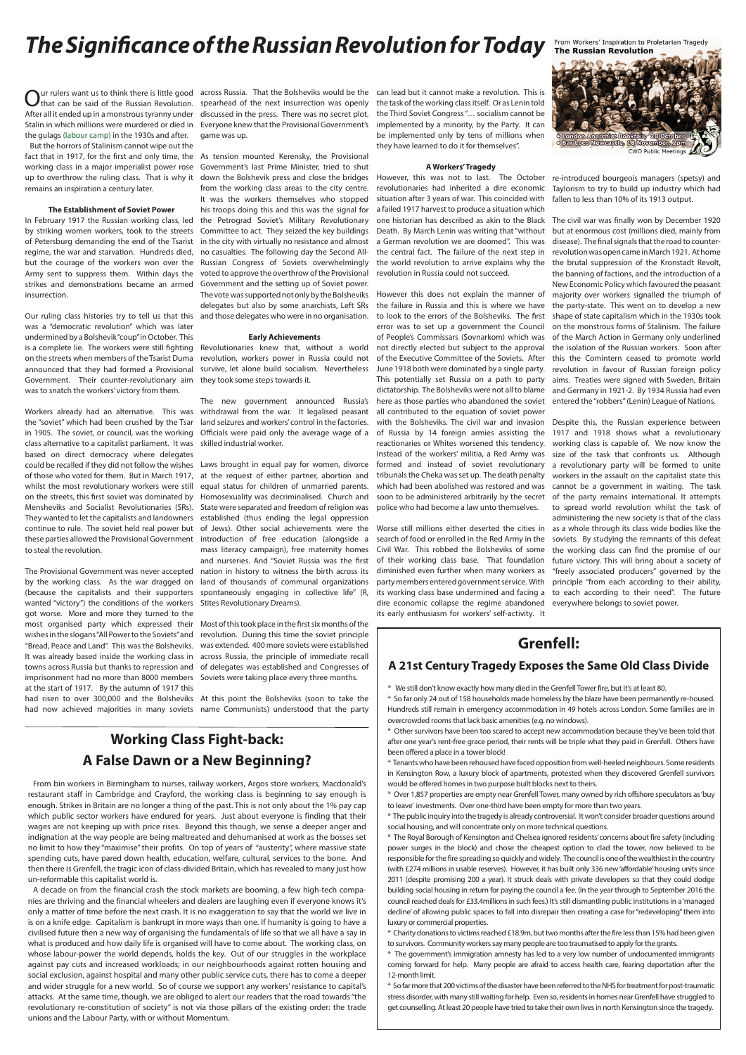# The Significance of the Russian Revolution for Today

From Workers' Inspiration to Proletarian Tragedy
**The Russian Revolution**

London Anarchist Bookfair, 28 October
Bar Loco Newcastle, 18 November, 2pm
CWO Public Meetings

Our rulers want us to think there is little good that can be said of the Russian Revolution. After all it ended up in a monstrous tyranny under Stalin in which millions were murdered or died in the gulags (labour camp) in the 1930s and after.

But the horrors of Stalinism cannot wipe out the fact that in 1917, for the first and only time, the working class in a major imperialist power rose up to overthrow the ruling class. That is why it remains an inspiration a century later.

#### The Establishment of Soviet Power

In February 1917 the Russian working class, led by striking women workers, took to the streets of Petersburg demanding the end of the Tsarist regime, the war and starvation. Hundreds died, but the courage of the workers won over the Army sent to suppress them. Within days the strikes and demonstrations became an armed insurrection.

Our ruling class histories try to tell us that this was a "democratic revolution" which was later undermined by a Bolshevik "coup" in October. This is a complete lie. The workers were still fighting on the streets when members of the Tsarist Duma announced that they had formed a Provisional Government. Their counter-revolutionary aim was to snatch the workers' victory from them.

Workers already had an alternative. This was the "soviet" which had been crushed by the Tsar in 1905. The soviet, or council, was the working class alternative to a capitalist parliament. It was based on direct democracy where delegates could be recalled if they did not follow the wishes of those who voted for them. But in March 1917, whilst the most revolutionary workers were still on the streets, this first soviet was dominated by Mensheviks and Socialist Revolutionaries (SRs). They wanted to let the capitalists and landowners continue to rule. The soviet held real power but these parties allowed the Provisional Government to steal the revolution.

The Provisional Government was never accepted by the working class. As the war dragged on (because the capitalists and their supporters wanted "victory") the conditions of the workers got worse. More and more they turned to the most organised party which expressed their wishes in the slogans "All Power to the Soviets" and "Bread, Peace and Land". This was the Bolsheviks. It was already based inside the working class in towns across Russia but thanks to repression and imprisonment had no more than 8000 members at the start of 1917. By the autumn of 1917 this had risen to over 300,000 and the Bolsheviks had now achieved majorities in many soviets across Russia. That the Bolsheviks would be the spearhead of the next insurrection was openly discussed in the press. There was no secret plot. Everyone knew that the Provisional Government's game was up.

As tension mounted Kerensky, the Provisional Government's last Prime Minister, tried to shut down the Bolshevik press and close the bridges from the working class areas to the city centre. It was the workers themselves who stopped his troops doing this and this was the signal for the Petrograd Soviet's Military Revolutionary Committee to act. They seized the key buildings in the city with virtually no resistance and almost no casualties. The following day the Second All-Russian Congress of Soviets overwhelmingly voted to approve the overthrow of the Provisional Government and the setting up of Soviet power. The vote was supported not only by the Bolsheviks delegates but also by some anarchists, Left SRs and those delegates who were in no organisation.

#### Early Achievements

Revolutionaries knew that, without a world revolution, workers power in Russia could not survive, let alone build socialism. Nevertheless they took some steps towards it.

The new government announced Russia's withdrawal from the war. It legalised peasant land seizures and workers' control in the factories. Officials were paid only the average wage of a skilled industrial worker.

Laws brought in equal pay for women, divorce at the request of either partner, abortion and equal status for children of unmarried parents. Homosexuality was decriminalised. Church and State were separated and freedom of religion was established (thus ending the legal oppression of Jews). Other social achievements were the introduction of free education (alongside a mass literacy campaign), free maternity homes and nurseries. And "Soviet Russia was the first nation in history to witness the birth across its land of thousands of communal organizations spontaneously engaging in collective life" (R, Stites Revolutionary Dreams).

Most of this took place in the first six months of the revolution. During this time the soviet principle was extended. 400 more soviets were established across Russia, the principle of immediate recall of delegates was established and Congresses of Soviets were taking place every three months.

At this point the Bolsheviks (soon to take the name Communists) understood that the party can lead but it cannot make a revolution. This is the task of the working class itself. Or as Lenin told the Third Soviet Congress "… socialism cannot be implemented by a minority, by the Party. It can be implemented only by tens of millions when they have learned to do it for themselves".

#### A Workers' Tragedy

However, this was not to last. The October revolutionaries had inherited a dire economic situation after 3 years of war. This coincided with a failed 1917 harvest to produce a situation which one historian has described as akin to the Black Death. By March Lenin was writing that "without a German revolution we are doomed". This was the central fact. The failure of the next step in the world revolution to arrive explains why the revolution in Russia could not succeed.

However this does not explain the manner of the failure in Russia and this is where we have to look to the errors of the Bolsheviks. The first error was to set up a government the Council of People's Commissars (Sovnarkom) which was not directly elected but subject to the approval of the Executive Committee of the Soviets. After June 1918 both were dominated by a single party. This potentially set Russia on a path to party dictatorship. The Bolsheviks were not all to blame here as those parties who abandoned the soviet all contributed to the equation of soviet power with the Bolsheviks. The civil war and invasion of Russia by 14 foreign armies assisting the reactionaries or Whites worsened this tendency. Instead of the workers' militia, a Red Army was formed and instead of soviet revolutionary tribunals the Cheka was set up. The death penalty which had been abolished was restored and was soon to be administered arbitrarily by the secret police who had become a law unto themselves.

Worse still millions either deserted the cities in search of food or enrolled in the Red Army in the Civil War. This robbed the Bolsheviks of some of their working class base. That foundation diminished even further when many workers as party members entered government service. With its working class base undermined and facing a dire economic collapse the regime abandoned its early enthusiasm for workers' self-activity. It re-introduced bourgeois managers (spetsy) and Taylorism to try to build up industry which had fallen to less than 10% of its 1913 output.

The civil war was finally won by December 1920 but at enormous cost (millions died, mainly from disease). The final signals that the road to counter-revolution was open came in March 1921. At home the brutal suppression of the Kronstadt Revolt, the banning of factions, and the introduction of a New Economic Policy which favoured the peasant majority over workers signalled the triumph of the party-state. This went on to develop a new shape of state capitalism which in the 1930s took on the monstrous forms of Stalinism. The failure of the March Action in Germany only underlined the isolation of the Russian workers. Soon after this the Comintern ceased to promote world revolution in favour of Russian foreign policy aims. Treaties were signed with Sweden, Britain and Germany in 1921-2. By 1934 Russia had even entered the "robbers" (Lenin) League of Nations.

Despite this, the Russian experience between 1917 and 1918 shows what a revolutionary working class is capable of. We now know the size of the task that confronts us. Although a revolutionary party will be formed to unite workers in the assault on the capitalist state this cannot be a government in waiting. The task of the party remains international. It attempts to spread world revolution whilst the task of administering the new society is that of the class as a whole through its class wide bodies like the soviets. By studying the remnants of this defeat the working class can find the promise of our future victory. This will bring about a society of "freely associated producers" governed by the principle "from each according to their ability, to each according to their need". The future everywhere belongs to soviet power.

## Working Class Fight-back: A False Dawn or a New Beginning?

From bin workers in Birmingham to nurses, railway workers, Argos store workers, Macdonald's restaurant staff in Cambridge and Crayford, the working class is beginning to say enough is enough. Strikes in Britain are no longer a thing of the past. This is not only about the 1% pay cap which public sector workers have endured for years. Just about everyone is finding that their wages are not keeping up with price rises. Beyond this though, we sense a deeper anger and indignation at the way people are being maltreated and dehumanised at work as the bosses set no limit to how they "maximise" their profits. On top of years of "austerity", where massive state spending cuts, have pared down health, education, welfare, cultural, services to the bone. And then there is Grenfell, the tragic icon of class-divided Britain, which has revealed to many just how un-reformable this capitalist world is.

A decade on from the financial crash the stock markets are booming, a few high-tech companies are thriving and the financial wheelers and dealers are laughing even if everyone knows it's only a matter of time before the next crash. It is no exaggeration to say that the world we live in is on a knife edge. Capitalism is bankrupt in more ways than one. If humanity is going to have a civilised future then a new way of organising the fundamentals of life so that we all have a say in what is produced and how daily life is organised will have to come about. The working class, on whose labour-power the world depends, holds the key. Out of our struggles in the workplace against pay cuts and increased workloads; in our neighbourhoods against rotten housing and social exclusion, against hospital and many other public service cuts, there has to come a deeper and wider struggle for a new world. So of course we support any workers' resistance to capital's attacks. At the same time, though, we are obliged to alert our readers that the road towards "the revolutionary re-constitution of society" is not via those pillars of the existing order: the trade unions and the Labour Party, with or without Momentum.

## Grenfell:

### A 21st Century Tragedy Exposes the Same Old Class Divide

* We still don't know exactly how many died in the Grenfell Tower fire, but it's at least 80.

* So far only 24 out of 158 households made homeless by the blaze have been permanently re-housed. Hundreds still remain in emergency accommodation in 49 hotels across London. Some families are in overcrowded rooms that lack basic amenities (e.g. no windows).

* Other survivors have been too scared to accept new accommodation because they've been told that after one year's rent-free grace period, their rents will be triple what they paid in Grenfell. Others have been offered a place in a tower block!

* Tenants who have been rehoused have faced opposition from well-heeled neighbours. Some residents in Kensington Row, a luxury block of apartments, protested when they discovered Grenfell survivors would be offered homes in two purpose built blocks next to theirs.

* Over 1,857 properties are empty near Grenfell Tower, many owned by rich offshore speculators as 'buy to leave' investments. Over one-third have been empty for more than two years.

* The public inquiry into the tragedy is already controversial. It won't consider broader questions around social housing, and will concentrate only on more technical questions.

* The Royal Borough of Kensington and Chelsea ignored residents' concerns about fire safety (including power surges in the block) and chose the cheapest option to clad the tower, now believed to be responsible for the fire spreading so quickly and widely. The council is one of the wealthiest in the country (with £274 millions in usable reserves). However, it has built only 336 new 'affordable' housing units since 2011 (despite promising 200 a year). It struck deals with private developers so that they could dodge building social housing in return for paying the council a fee. (In the year through to September 2016 the council reached deals for £33.4millions in such fees.) It's still dismantling public institutions in a 'managed decline' of allowing public spaces to fall into disrepair then creating a case for "redeveloping" them into luxury or commercial properties.

* Charity donations to victims reached £18.9m, but two months after the fire less than 15% had been given to survivors. Community workers say many people are too traumatised to apply for the grants.

* The government's immigration amnesty has led to a very low number of undocumented immigrants coming forward for help. Many people are afraid to access health care, fearing deportation after the 12-month limit.

* So far more that 200 victims of the disaster have been referred to the NHS for treatment for post-traumatic stress disorder, with many still waiting for help. Even so, residents in homes near Grenfell have struggled to get counselling. At least 20 people have tried to take their own lives in north Kensington since the tragedy.